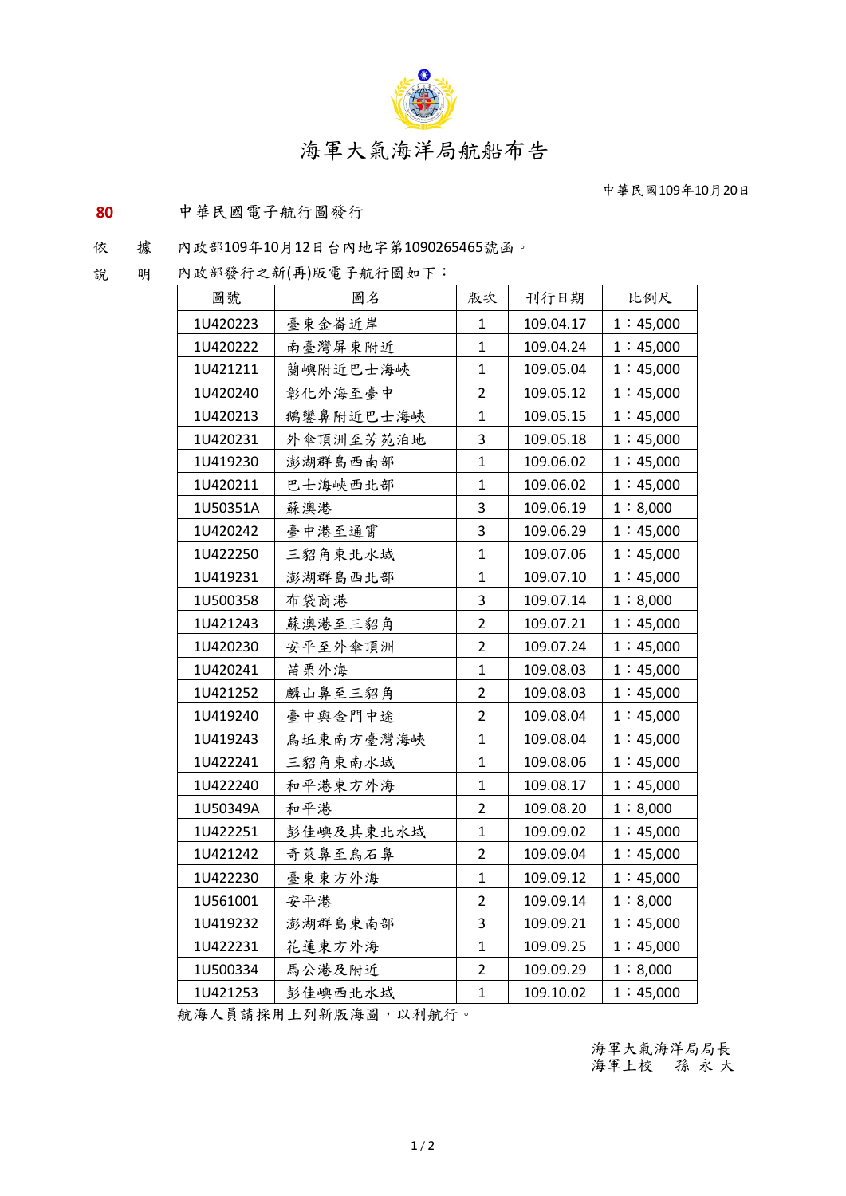# 海軍大氣海洋局航船布告

中華民國109年10月20日

**80** 中華民國電子航行圖發行

依　據　內政部109年10月12日台內地字第1090265465號函。

說　明　內政部發行之新(再)版電子航行圖如下：

| 圖號 | 圖名 | 版次 | 刊行日期 | 比例尺 |
|---|---|---|---|---|
| 1U420223 | 臺東金崙近岸 | 1 | 109.04.17 | 1：45,000 |
| 1U420222 | 南臺灣屏東附近 | 1 | 109.04.24 | 1：45,000 |
| 1U421211 | 蘭嶼附近巴士海峽 | 1 | 109.05.04 | 1：45,000 |
| 1U420240 | 彰化外海至臺中 | 2 | 109.05.12 | 1：45,000 |
| 1U420213 | 鵝鑾鼻附近巴士海峽 | 1 | 109.05.15 | 1：45,000 |
| 1U420231 | 外傘頂洲至芳苑泊地 | 3 | 109.05.18 | 1：45,000 |
| 1U419230 | 澎湖群島西南部 | 1 | 109.06.02 | 1：45,000 |
| 1U420211 | 巴士海峽西北部 | 1 | 109.06.02 | 1：45,000 |
| 1U50351A | 蘇澳港 | 3 | 109.06.19 | 1：8,000 |
| 1U420242 | 臺中港至通霄 | 3 | 109.06.29 | 1：45,000 |
| 1U422250 | 三貂角東北水域 | 1 | 109.07.06 | 1：45,000 |
| 1U419231 | 澎湖群島西北部 | 1 | 109.07.10 | 1：45,000 |
| 1U500358 | 布袋商港 | 3 | 109.07.14 | 1：8,000 |
| 1U421243 | 蘇澳港至三貂角 | 2 | 109.07.21 | 1：45,000 |
| 1U420230 | 安平至外傘頂洲 | 2 | 109.07.24 | 1：45,000 |
| 1U420241 | 苗栗外海 | 1 | 109.08.03 | 1：45,000 |
| 1U421252 | 麟山鼻至三貂角 | 2 | 109.08.03 | 1：45,000 |
| 1U419240 | 臺中與金門中途 | 2 | 109.08.04 | 1：45,000 |
| 1U419243 | 烏坵東南方臺灣海峽 | 1 | 109.08.04 | 1：45,000 |
| 1U422241 | 三貂角東南水域 | 1 | 109.08.06 | 1：45,000 |
| 1U422240 | 和平港東方外海 | 1 | 109.08.17 | 1：45,000 |
| 1U50349A | 和平港 | 2 | 109.08.20 | 1：8,000 |
| 1U422251 | 彭佳嶼及其東北水域 | 1 | 109.09.02 | 1：45,000 |
| 1U421242 | 奇萊鼻至烏石鼻 | 2 | 109.09.04 | 1：45,000 |
| 1U422230 | 臺東東方外海 | 1 | 109.09.12 | 1：45,000 |
| 1U561001 | 安平港 | 2 | 109.09.14 | 1：8,000 |
| 1U419232 | 澎湖群島東南部 | 3 | 109.09.21 | 1：45,000 |
| 1U422231 | 花蓮東方外海 | 1 | 109.09.25 | 1：45,000 |
| 1U500334 | 馬公港及附近 | 2 | 109.09.29 | 1：8,000 |
| 1U421253 | 彭佳嶼西北水域 | 1 | 109.10.02 | 1：45,000 |

航海人員請採用上列新版海圖，以利航行。

海軍大氣海洋局局長
海軍上校　孫 永 大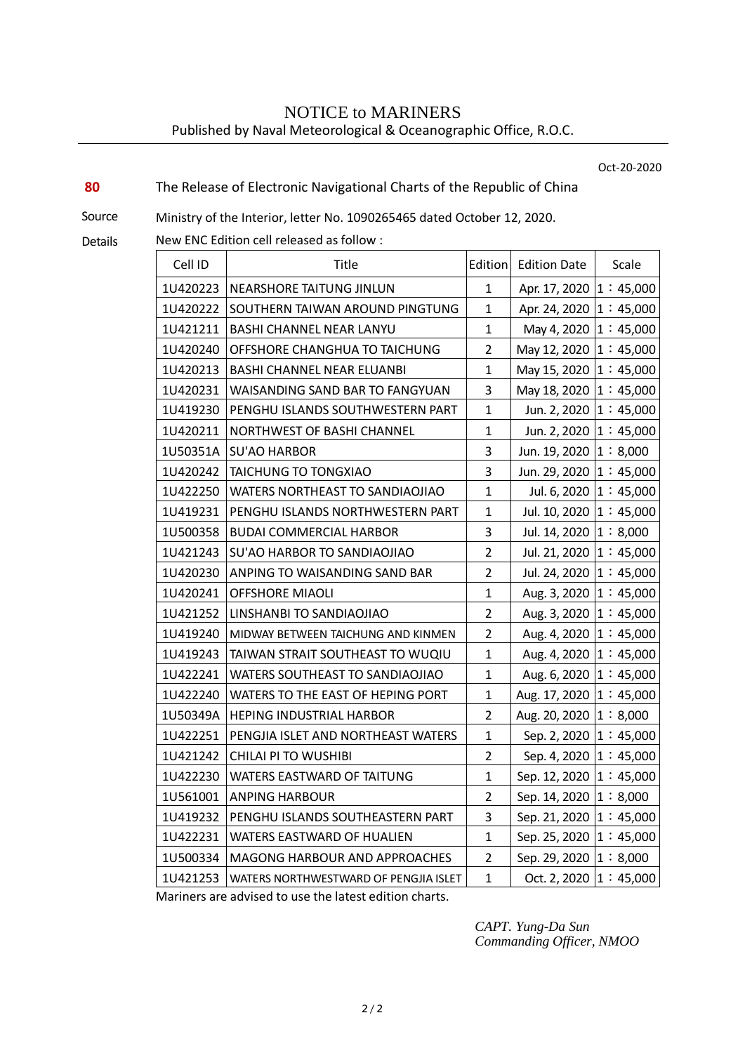# NOTICE to MARINERS

Published by Naval Meteorological & Oceanographic Office, R.O.C.

Oct-20-2020

**80** The Release of Electronic Navigational Charts of the Republic of China

Source Ministry of the Interior, letter No. 1090265465 dated October 12, 2020.

Details New ENC Edition cell released as follow :

| Cell ID | Title | Edition | Edition Date | Scale |
|---|---|---|---|---|
| 1U420223 | NEARSHORE TAITUNG JINLUN | 1 | Apr. 17, 2020 | 1：45,000 |
| 1U420222 | SOUTHERN TAIWAN AROUND PINGTUNG | 1 | Apr. 24, 2020 | 1：45,000 |
| 1U421211 | BASHI CHANNEL NEAR LANYU | 1 | May 4, 2020 | 1：45,000 |
| 1U420240 | OFFSHORE CHANGHUA TO TAICHUNG | 2 | May 12, 2020 | 1：45,000 |
| 1U420213 | BASHI CHANNEL NEAR ELUANBI | 1 | May 15, 2020 | 1：45,000 |
| 1U420231 | WAISANDING SAND BAR TO FANGYUAN | 3 | May 18, 2020 | 1：45,000 |
| 1U419230 | PENGHU ISLANDS SOUTHWESTERN PART | 1 | Jun. 2, 2020 | 1：45,000 |
| 1U420211 | NORTHWEST OF BASHI CHANNEL | 1 | Jun. 2, 2020 | 1：45,000 |
| 1U50351A | SU'AO HARBOR | 3 | Jun. 19, 2020 | 1：8,000 |
| 1U420242 | TAICHUNG TO TONGXIAO | 3 | Jun. 29, 2020 | 1：45,000 |
| 1U422250 | WATERS NORTHEAST TO SANDIAOJIAO | 1 | Jul. 6, 2020 | 1：45,000 |
| 1U419231 | PENGHU ISLANDS NORTHWESTERN PART | 1 | Jul. 10, 2020 | 1：45,000 |
| 1U500358 | BUDAI COMMERCIAL HARBOR | 3 | Jul. 14, 2020 | 1：8,000 |
| 1U421243 | SU'AO HARBOR TO SANDIAOJIAO | 2 | Jul. 21, 2020 | 1：45,000 |
| 1U420230 | ANPING TO WAISANDING SAND BAR | 2 | Jul. 24, 2020 | 1：45,000 |
| 1U420241 | OFFSHORE MIAOLI | 1 | Aug. 3, 2020 | 1：45,000 |
| 1U421252 | LINSHANBI TO SANDIAOJIAO | 2 | Aug. 3, 2020 | 1：45,000 |
| 1U419240 | MIDWAY BETWEEN TAICHUNG AND KINMEN | 2 | Aug. 4, 2020 | 1：45,000 |
| 1U419243 | TAIWAN STRAIT SOUTHEAST TO WUQIU | 1 | Aug. 4, 2020 | 1：45,000 |
| 1U422241 | WATERS SOUTHEAST TO SANDIAOJIAO | 1 | Aug. 6, 2020 | 1：45,000 |
| 1U422240 | WATERS TO THE EAST OF HEPING PORT | 1 | Aug. 17, 2020 | 1：45,000 |
| 1U50349A | HEPING INDUSTRIAL HARBOR | 2 | Aug. 20, 2020 | 1：8,000 |
| 1U422251 | PENGJIA ISLET AND NORTHEAST WATERS | 1 | Sep. 2, 2020 | 1：45,000 |
| 1U421242 | CHILAI PI TO WUSHIBI | 2 | Sep. 4, 2020 | 1：45,000 |
| 1U422230 | WATERS EASTWARD OF TAITUNG | 1 | Sep. 12, 2020 | 1：45,000 |
| 1U561001 | ANPING HARBOUR | 2 | Sep. 14, 2020 | 1：8,000 |
| 1U419232 | PENGHU ISLANDS SOUTHEASTERN PART | 3 | Sep. 21, 2020 | 1：45,000 |
| 1U422231 | WATERS EASTWARD OF HUALIEN | 1 | Sep. 25, 2020 | 1：45,000 |
| 1U500334 | MAGONG HARBOUR AND APPROACHES | 2 | Sep. 29, 2020 | 1：8,000 |
| 1U421253 | WATERS NORTHWESTWARD OF PENGJIA ISLET | 1 | Oct. 2, 2020 | 1：45,000 |

Mariners are advised to use the latest edition charts.

*CAPT. Yung-Da Sun*
*Commanding Officer, NMOO*